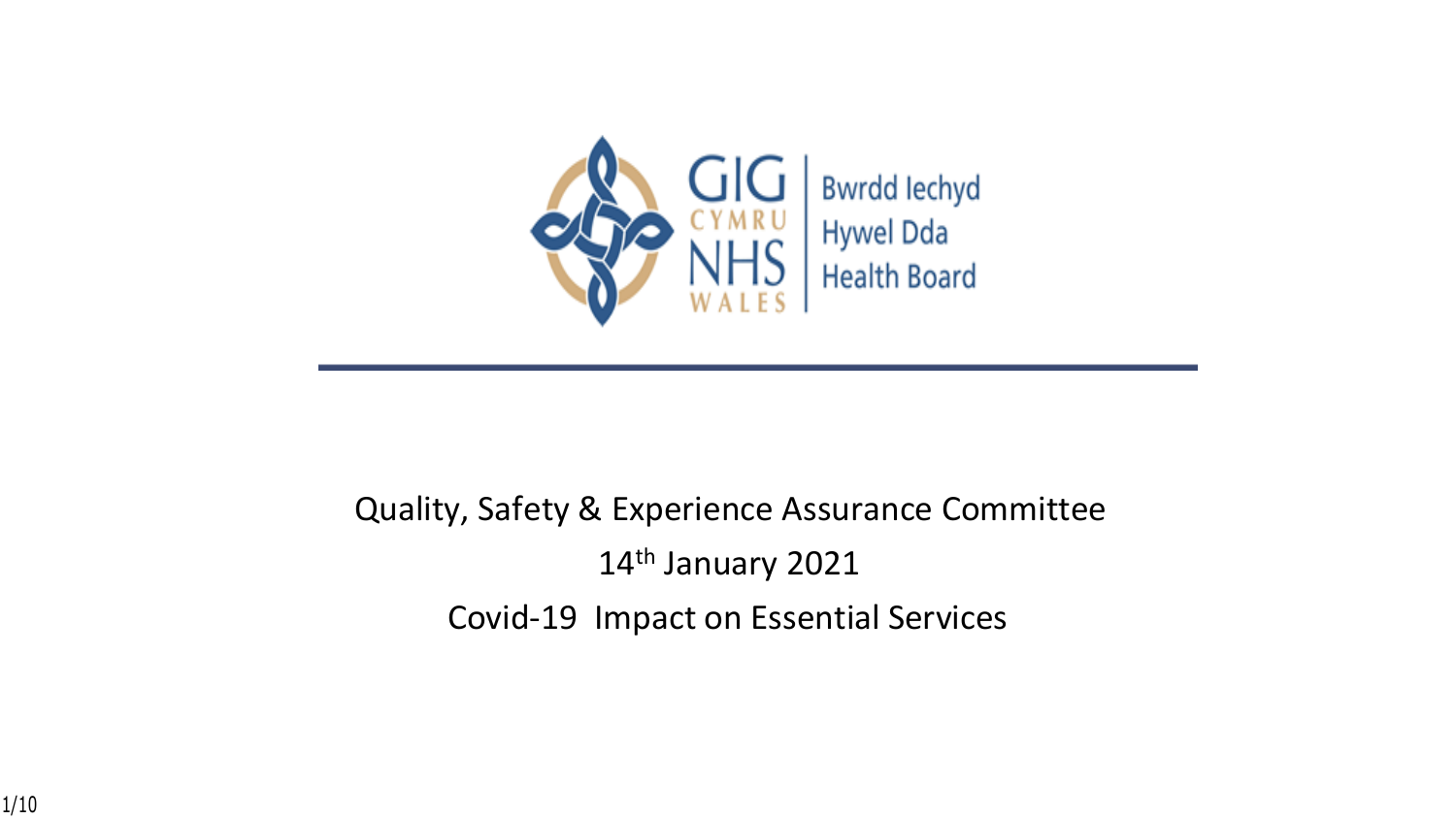GIG CYMRU NHS WALES | Bwrdd Iechyd Hywel Dda Health Board

Quality, Safety & Experience Assurance Committee

14th January 2021

Covid-19 Impact on Essential Services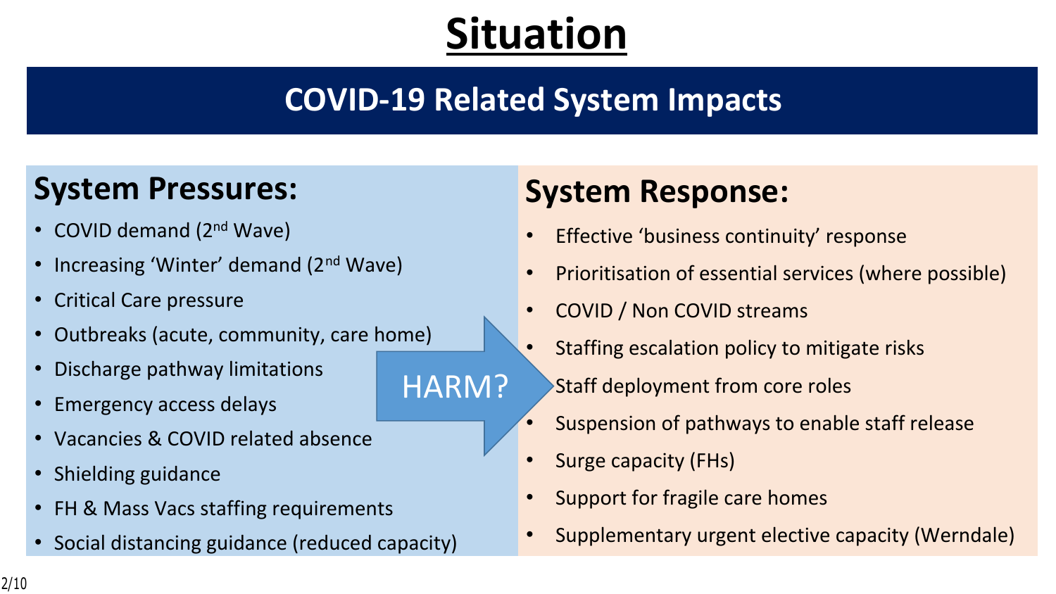# Situation

## COVID-19 Related System Impacts

### System Pressures:

- COVID demand (2nd Wave)
- Increasing 'Winter' demand (2nd Wave)
- Critical Care pressure
- Outbreaks (acute, community, care home)
- Discharge pathway limitations
- Emergency access delays
- Vacancies & COVID related absence
- Shielding guidance
- FH & Mass Vacs staffing requirements
- Social distancing guidance (reduced capacity)

HARM?

### System Response:

- Effective 'business continuity' response
- Prioritisation of essential services (where possible)
- COVID / Non COVID streams
- Staffing escalation policy to mitigate risks
- Staff deployment from core roles
- Suspension of pathways to enable staff release
- Surge capacity (FHs)
- Support for fragile care homes
- Supplementary urgent elective capacity (Werndale)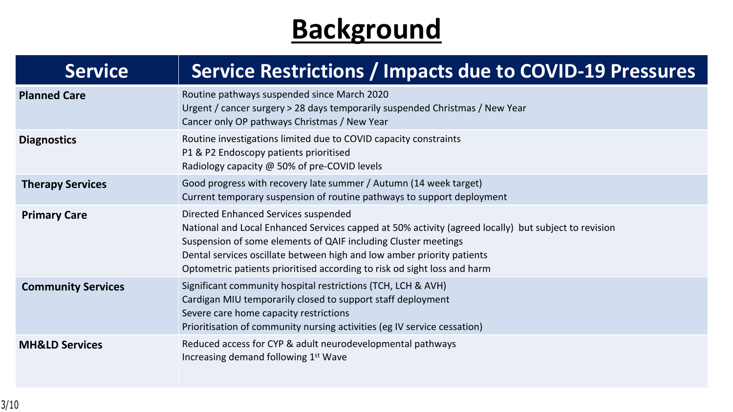# Background

| Service | Service Restrictions / Impacts due to COVID-19 Pressures |
|---|---|
| **Planned Care** | Routine pathways suspended since March 2020<br>Urgent / cancer surgery > 28 days temporarily suspended Christmas / New Year<br>Cancer only OP pathways Christmas / New Year |
| **Diagnostics** | Routine investigations limited due to COVID capacity constraints<br>P1 & P2 Endoscopy patients prioritised<br>Radiology capacity @ 50% of pre-COVID levels |
| **Therapy Services** | Good progress with recovery late summer / Autumn (14 week target)<br>Current temporary suspension of routine pathways to support deployment |
| **Primary Care** | Directed Enhanced Services suspended<br>National and Local Enhanced Services capped at 50% activity (agreed locally) but subject to revision<br>Suspension of some elements of QAIF including Cluster meetings<br>Dental services oscillate between high and low amber priority patients<br>Optometric patients prioritised according to risk od sight loss and harm |
| **Community Services** | Significant community hospital restrictions (TCH, LCH & AVH)<br>Cardigan MIU temporarily closed to support staff deployment<br>Severe care home capacity restrictions<br>Prioritisation of community nursing activities (eg IV service cessation) |
| **MH&LD Services** | Reduced access for CYP & adult neurodevelopmental pathways<br>Increasing demand following 1st Wave |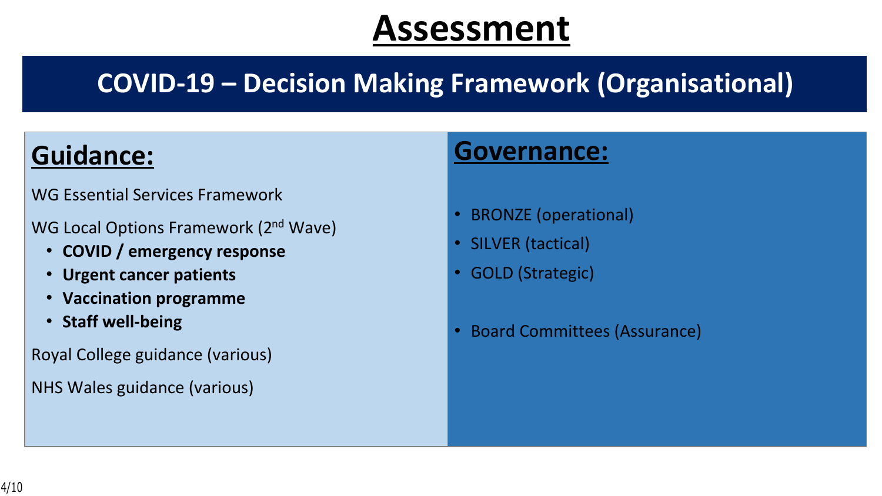# Assessment

## COVID-19 – Decision Making Framework (Organisational)

### Guidance:

WG Essential Services Framework

WG Local Options Framework (2nd Wave)

- **COVID / emergency response**
- **Urgent cancer patients**
- **Vaccination programme**
- **Staff well-being**

Royal College guidance (various)

NHS Wales guidance (various)

### Governance:

- BRONZE (operational)
- SILVER (tactical)
- GOLD (Strategic)

- Board Committees (Assurance)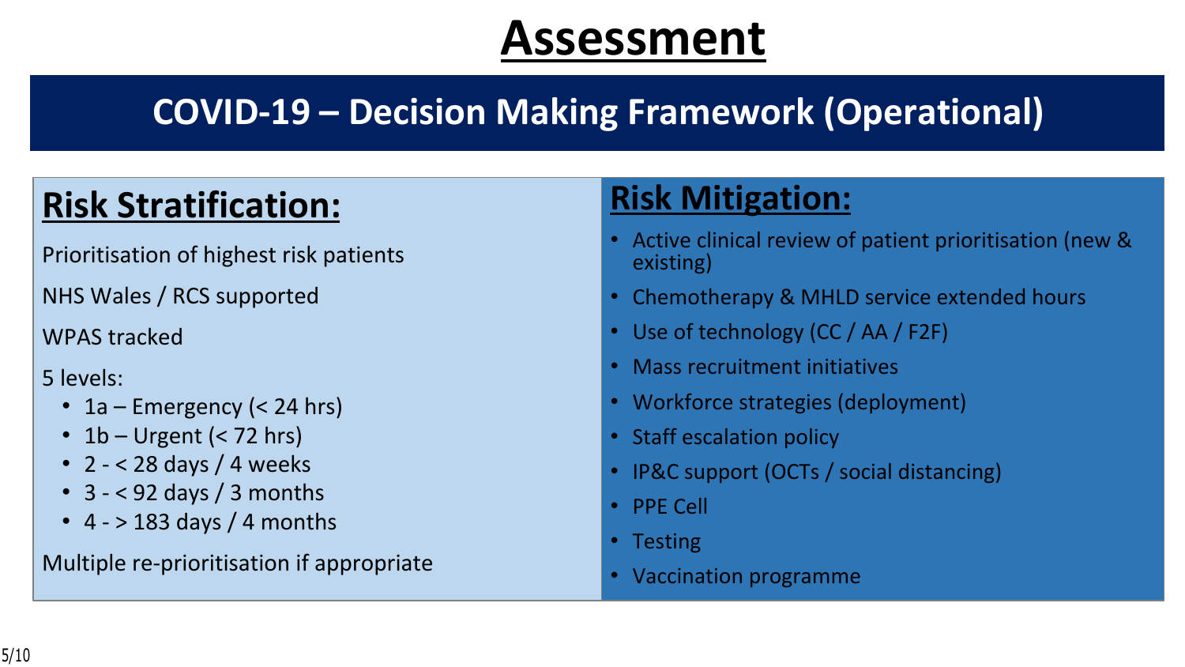# Assessment

## COVID-19 – Decision Making Framework (Operational)

### Risk Stratification:

Prioritisation of highest risk patients

NHS Wales / RCS supported

WPAS tracked

5 levels:

- 1a – Emergency (< 24 hrs)
- 1b – Urgent (< 72 hrs)
- 2 - < 28 days / 4 weeks
- 3 - < 92 days / 3 months
- 4 - > 183 days / 4 months

Multiple re-prioritisation if appropriate

### Risk Mitigation:

- Active clinical review of patient prioritisation (new & existing)
- Chemotherapy & MHLD service extended hours
- Use of technology (CC / AA / F2F)
- Mass recruitment initiatives
- Workforce strategies (deployment)
- Staff escalation policy
- IP&C support (OCTs / social distancing)
- PPE Cell
- Testing
- Vaccination programme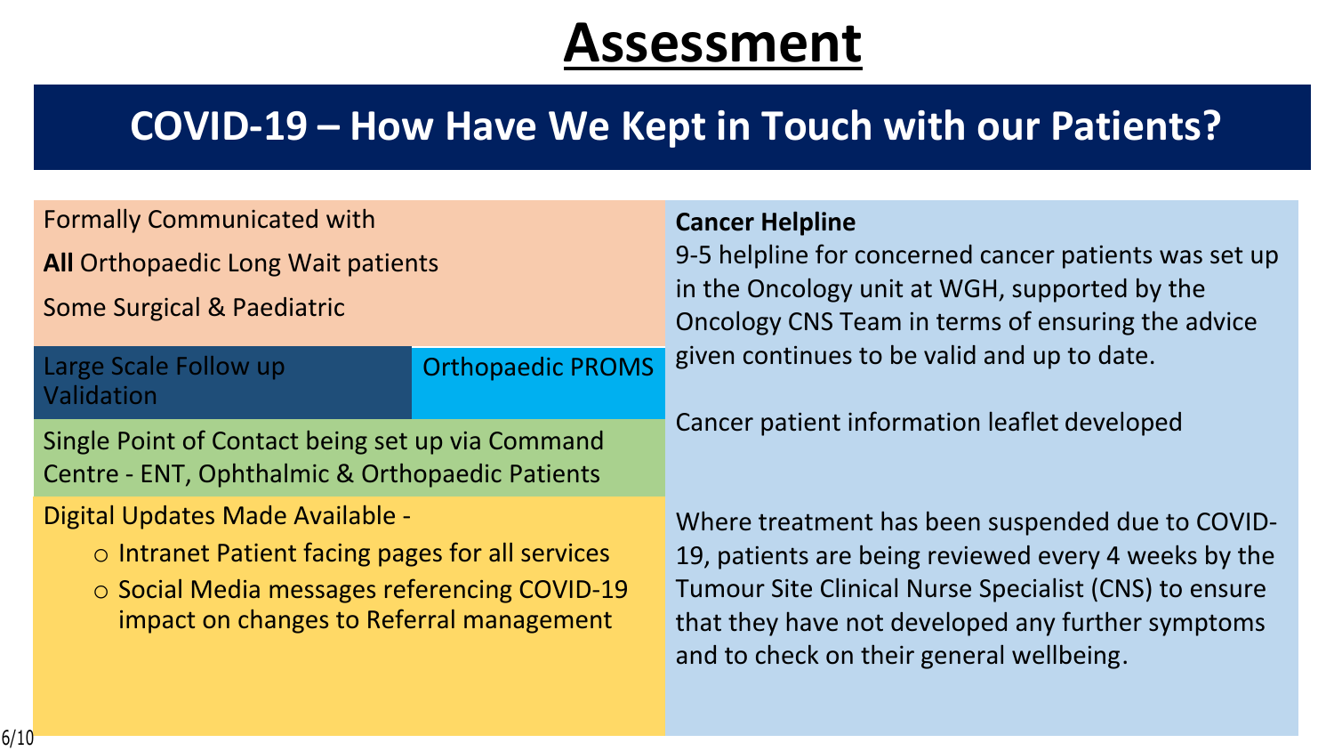# Assessment

## COVID-19 – How Have We Kept in Touch with our Patients?

Formally Communicated with

**All** Orthopaedic Long Wait patients

Some Surgical & Paediatric

Large Scale Follow up Validation

Orthopaedic PROMS

Single Point of Contact being set up via Command Centre - ENT, Ophthalmic & Orthopaedic Patients

Digital Updates Made Available -

- Intranet Patient facing pages for all services
- Social Media messages referencing COVID-19 impact on changes to Referral management

**Cancer Helpline**

9-5 helpline for concerned cancer patients was set up in the Oncology unit at WGH, supported by the Oncology CNS Team in terms of ensuring the advice given continues to be valid and up to date.

Cancer patient information leaflet developed

Where treatment has been suspended due to COVID-19, patients are being reviewed every 4 weeks by the Tumour Site Clinical Nurse Specialist (CNS) to ensure that they have not developed any further symptoms and to check on their general wellbeing.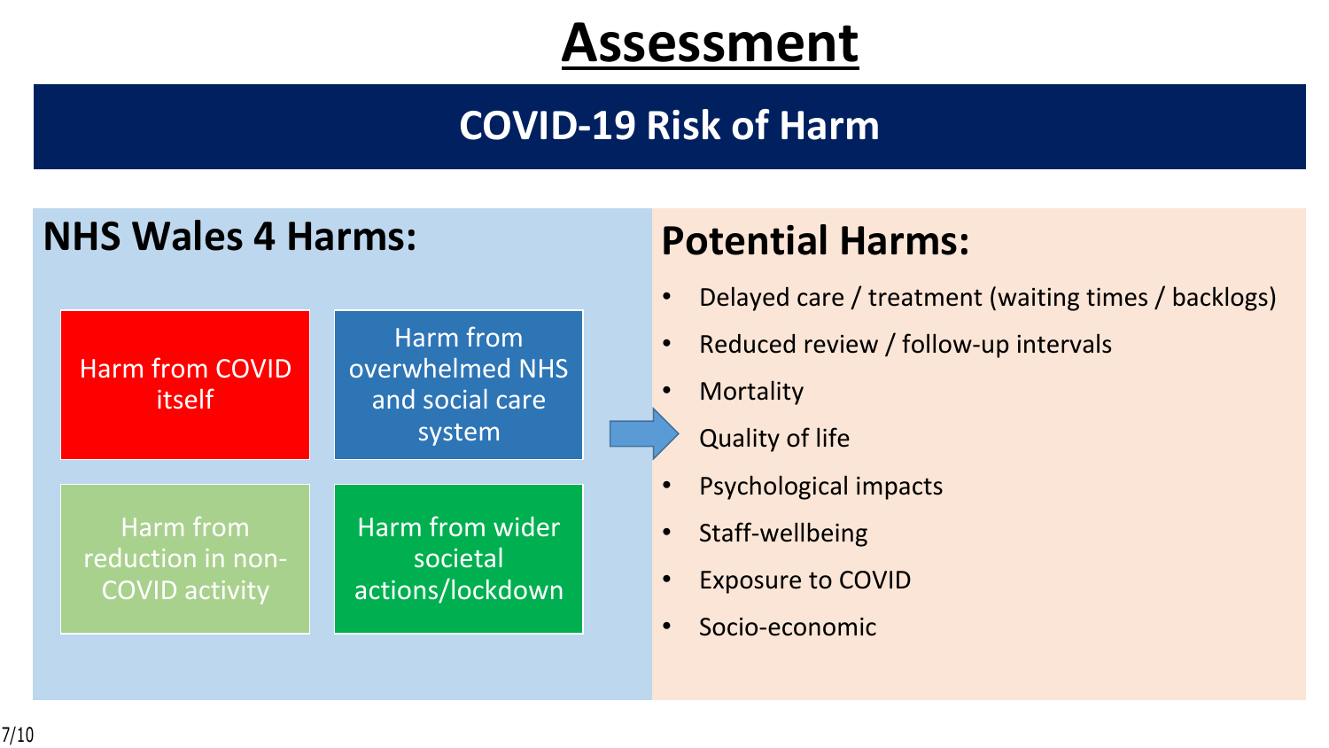# Assessment

## COVID-19 Risk of Harm

### NHS Wales 4 Harms:

- Harm from COVID itself
- Harm from overwhelmed NHS and social care system
- Harm from reduction in non-COVID activity
- Harm from wider societal actions/lockdown

### Potential Harms:

- Delayed care / treatment (waiting times / backlogs)
- Reduced review / follow-up intervals
- Mortality
- Quality of life
- Psychological impacts
- Staff-wellbeing
- Exposure to COVID
- Socio-economic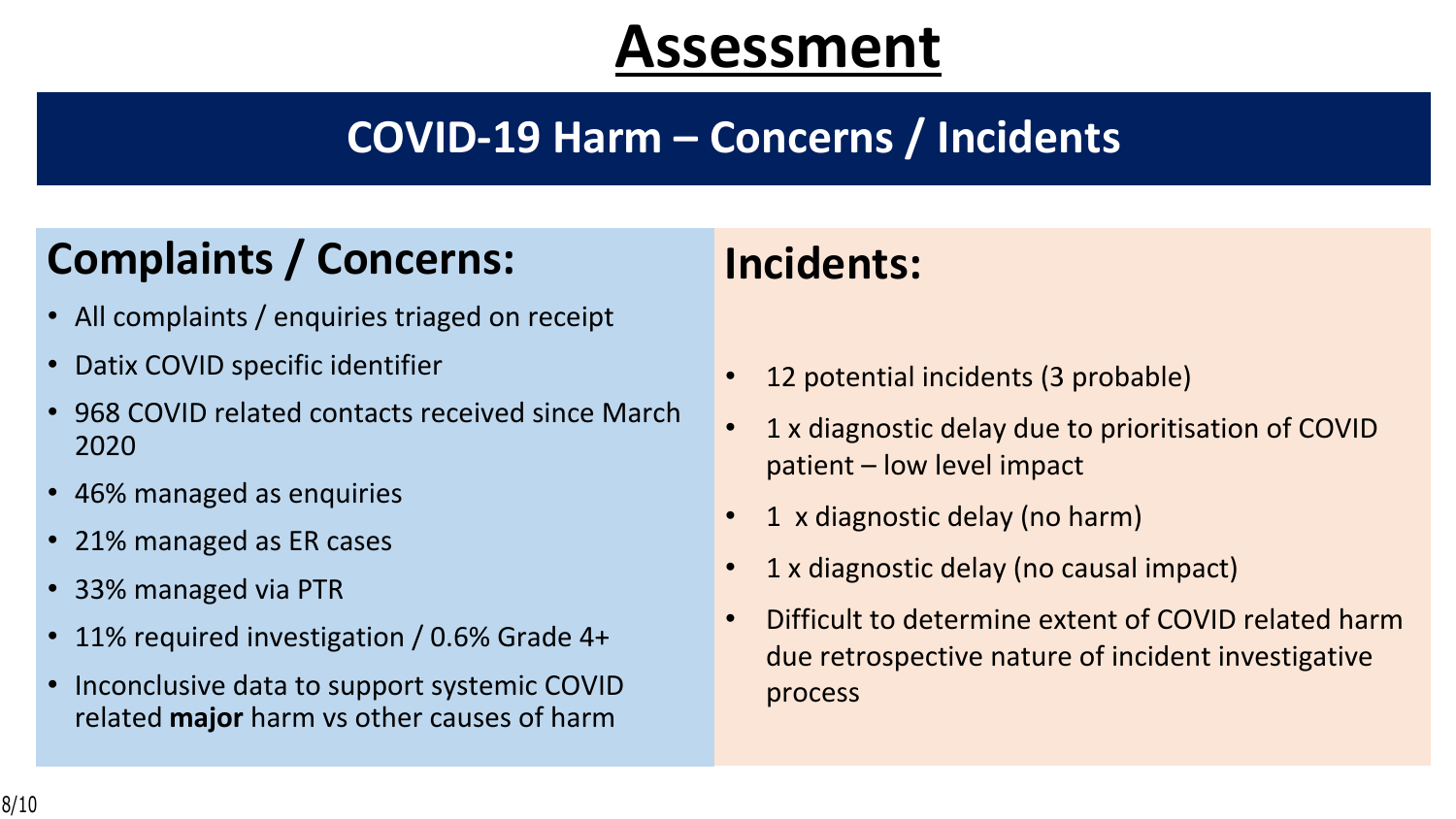# Assessment

## COVID-19 Harm – Concerns / Incidents

### Complaints / Concerns:

- All complaints / enquiries triaged on receipt
- Datix COVID specific identifier
- 968 COVID related contacts received since March 2020
- 46% managed as enquiries
- 21% managed as ER cases
- 33% managed via PTR
- 11% required investigation / 0.6% Grade 4+
- Inconclusive data to support systemic COVID related **major** harm vs other causes of harm

### Incidents:

- 12 potential incidents (3 probable)
- 1 x diagnostic delay due to prioritisation of COVID patient – low level impact
- 1 x diagnostic delay (no harm)
- 1 x diagnostic delay (no causal impact)
- Difficult to determine extent of COVID related harm due retrospective nature of incident investigative process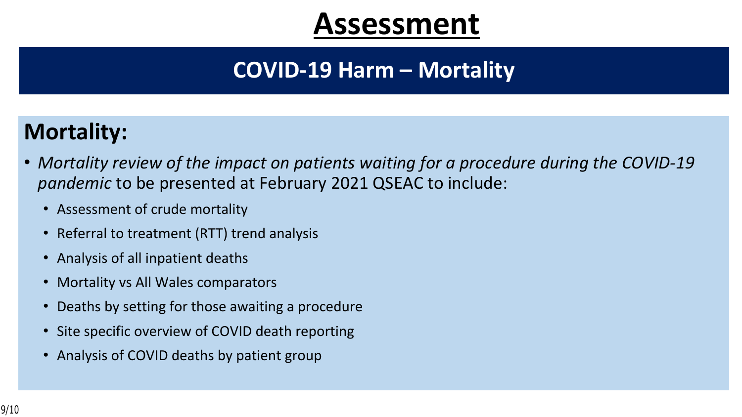# Assessment

## COVID-19 Harm – Mortality

### Mortality:

- *Mortality review of the impact on patients waiting for a procedure during the COVID-19 pandemic* to be presented at February 2021 QSEAC to include:
  - Assessment of crude mortality
  - Referral to treatment (RTT) trend analysis
  - Analysis of all inpatient deaths
  - Mortality vs All Wales comparators
  - Deaths by setting for those awaiting a procedure
  - Site specific overview of COVID death reporting
  - Analysis of COVID deaths by patient group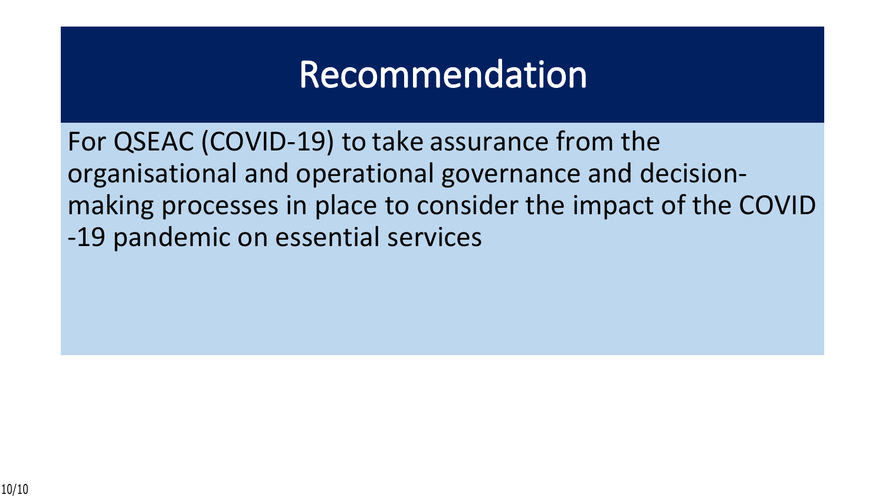# Recommendation

For QSEAC (COVID-19) to take assurance from the organisational and operational governance and decision-making processes in place to consider the impact of the COVID -19 pandemic on essential services